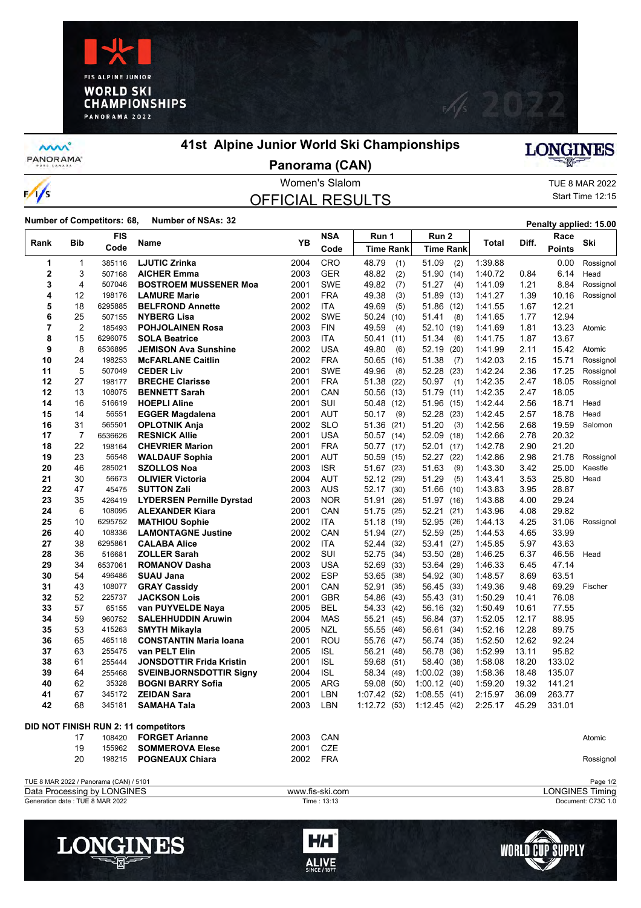# 41st Alpine Junior World Ski Championships

## Panorama (CAN)

Women's Slalom

TUE 8 MAR 2022

Start Time 12:15

## OFFICIAL RESULTS

**Number of Competitors: 68, Number of NSAs: 32**

**Penalty applied: 15.00**

| Rank | Bib | FIS Code | Name | YB | NSA Code | Run 1 Time | Run 1 Rank | Run 2 Time | Run 2 Rank | Total | Diff. | Race Points | Ski |
|---|---|---|---|---|---|---|---|---|---|---|---|---|---|
| 1 | 1 | 385116 | **LJUTIC Zrinka** | 2004 | CRO | 48.79 | (1) | 51.09 | (2) | 1:39.88 | | 0.00 | Rossignol |
| 2 | 3 | 507168 | **AICHER Emma** | 2003 | GER | 48.82 | (2) | 51.90 | (14) | 1:40.72 | 0.84 | 6.14 | Head |
| 3 | 4 | 507046 | **BOSTROEM MUSSENER Moa** | 2001 | SWE | 49.82 | (7) | 51.27 | (4) | 1:41.09 | 1.21 | 8.84 | Rossignol |
| 4 | 12 | 198176 | **LAMURE Marie** | 2001 | FRA | 49.38 | (3) | 51.89 | (13) | 1:41.27 | 1.39 | 10.16 | Rossignol |
| 5 | 18 | 6295885 | **BELFROND Annette** | 2002 | ITA | 49.69 | (5) | 51.86 | (12) | 1:41.55 | 1.67 | 12.21 | |
| 6 | 25 | 507155 | **NYBERG Lisa** | 2002 | SWE | 50.24 | (10) | 51.41 | (8) | 1:41.65 | 1.77 | 12.94 | |
| 7 | 2 | 185493 | **POHJOLAINEN Rosa** | 2003 | FIN | 49.59 | (4) | 52.10 | (19) | 1:41.69 | 1.81 | 13.23 | Atomic |
| 8 | 15 | 6296075 | **SOLA Beatrice** | 2003 | ITA | 50.41 | (11) | 51.34 | (6) | 1:41.75 | 1.87 | 13.67 | |
| 9 | 8 | 6536895 | **JEMISON Ava Sunshine** | 2002 | USA | 49.80 | (6) | 52.19 | (20) | 1:41.99 | 2.11 | 15.42 | Atomic |
| 10 | 24 | 198253 | **McFARLANE Caitlin** | 2002 | FRA | 50.65 | (16) | 51.38 | (7) | 1:42.03 | 2.15 | 15.71 | Rossignol |
| 11 | 5 | 507049 | **CEDER Liv** | 2001 | SWE | 49.96 | (8) | 52.28 | (23) | 1:42.24 | 2.36 | 17.25 | Rossignol |
| 12 | 27 | 198177 | **BRECHE Clarisse** | 2001 | FRA | 51.38 | (22) | 50.97 | (1) | 1:42.35 | 2.47 | 18.05 | Rossignol |
| 12 | 13 | 108075 | **BENNETT Sarah** | 2001 | CAN | 50.56 | (13) | 51.79 | (11) | 1:42.35 | 2.47 | 18.05 | |
| 14 | 16 | 516619 | **HOEPLI Aline** | 2001 | SUI | 50.48 | (12) | 51.96 | (15) | 1:42.44 | 2.56 | 18.71 | Head |
| 15 | 14 | 56551 | **EGGER Magdalena** | 2001 | AUT | 50.17 | (9) | 52.28 | (23) | 1:42.45 | 2.57 | 18.78 | Head |
| 16 | 31 | 565501 | **OPLOTNIK Anja** | 2002 | SLO | 51.36 | (21) | 51.20 | (3) | 1:42.56 | 2.68 | 19.59 | Salomon |
| 17 | 7 | 6536626 | **RESNICK Allie** | 2001 | USA | 50.57 | (14) | 52.09 | (18) | 1:42.66 | 2.78 | 20.32 | |
| 18 | 22 | 198164 | **CHEVRIER Marion** | 2001 | FRA | 50.77 | (17) | 52.01 | (17) | 1:42.78 | 2.90 | 21.20 | |
| 19 | 23 | 56548 | **WALDAUF Sophia** | 2001 | AUT | 50.59 | (15) | 52.27 | (22) | 1:42.86 | 2.98 | 21.78 | Rossignol |
| 20 | 46 | 285021 | **SZOLLOS Noa** | 2003 | ISR | 51.67 | (23) | 51.63 | (9) | 1:43.30 | 3.42 | 25.00 | Kaestle |
| 21 | 30 | 56673 | **OLIVIER Victoria** | 2004 | AUT | 52.12 | (29) | 51.29 | (5) | 1:43.41 | 3.53 | 25.80 | Head |
| 22 | 47 | 45475 | **SUTTON Zali** | 2003 | AUS | 52.17 | (30) | 51.66 | (10) | 1:43.83 | 3.95 | 28.87 | |
| 23 | 35 | 426419 | **LYDERSEN Pernille Dyrstad** | 2003 | NOR | 51.91 | (26) | 51.97 | (16) | 1:43.88 | 4.00 | 29.24 | |
| 24 | 6 | 108095 | **ALEXANDER Kiara** | 2001 | CAN | 51.75 | (25) | 52.21 | (21) | 1:43.96 | 4.08 | 29.82 | |
| 25 | 10 | 6295752 | **MATHIOU Sophie** | 2002 | ITA | 51.18 | (19) | 52.95 | (26) | 1:44.13 | 4.25 | 31.06 | Rossignol |
| 26 | 40 | 108336 | **LAMONTAGNE Justine** | 2002 | CAN | 51.94 | (27) | 52.59 | (25) | 1:44.53 | 4.65 | 33.99 | |
| 27 | 38 | 6295861 | **CALABA Alice** | 2002 | ITA | 52.44 | (32) | 53.41 | (27) | 1:45.85 | 5.97 | 43.63 | |
| 28 | 36 | 516681 | **ZOLLER Sarah** | 2002 | SUI | 52.75 | (34) | 53.50 | (28) | 1:46.25 | 6.37 | 46.56 | Head |
| 29 | 34 | 6537061 | **ROMANOV Dasha** | 2003 | USA | 52.69 | (33) | 53.64 | (29) | 1:46.33 | 6.45 | 47.14 | |
| 30 | 54 | 496486 | **SUAU Jana** | 2002 | ESP | 53.65 | (38) | 54.92 | (30) | 1:48.57 | 8.69 | 63.51 | |
| 31 | 43 | 108077 | **GRAY Cassidy** | 2001 | CAN | 52.91 | (35) | 56.45 | (33) | 1:49.36 | 9.48 | 69.29 | Fischer |
| 32 | 52 | 225737 | **JACKSON Lois** | 2001 | GBR | 54.86 | (43) | 55.43 | (31) | 1:50.29 | 10.41 | 76.08 | |
| 33 | 57 | 65155 | **van PUYVELDE Naya** | 2005 | BEL | 54.33 | (42) | 56.16 | (32) | 1:50.49 | 10.61 | 77.55 | |
| 34 | 59 | 960752 | **SALEHHUDDIN Aruwin** | 2004 | MAS | 55.21 | (45) | 56.84 | (37) | 1:52.05 | 12.17 | 88.95 | |
| 35 | 53 | 415263 | **SMYTH Mikayla** | 2005 | NZL | 55.55 | (46) | 56.61 | (34) | 1:52.16 | 12.28 | 89.75 | |
| 36 | 65 | 465118 | **CONSTANTIN Maria Ioana** | 2001 | ROU | 55.76 | (47) | 56.74 | (35) | 1:52.50 | 12.62 | 92.24 | |
| 37 | 63 | 255475 | **van PELT Elin** | 2005 | ISL | 56.21 | (48) | 56.78 | (36) | 1:52.99 | 13.11 | 95.82 | |
| 38 | 61 | 255444 | **JONSDOTTIR Frida Kristin** | 2001 | ISL | 59.68 | (51) | 58.40 | (38) | 1:58.08 | 18.20 | 133.02 | |
| 39 | 64 | 255468 | **SVEINBJORNSDOTTIR Signy** | 2004 | ISL | 58.34 | (49) | 1:00.02 | (39) | 1:58.36 | 18.48 | 135.07 | |
| 40 | 62 | 35328 | **BOGNI BARRY Sofia** | 2005 | ARG | 59.08 | (50) | 1:00.12 | (40) | 1:59.20 | 19.32 | 141.21 | |
| 41 | 67 | 345172 | **ZEIDAN Sara** | 2001 | LBN | 1:07.42 | (52) | 1:08.55 | (41) | 2:15.97 | 36.09 | 263.77 | |
| 42 | 68 | 345181 | **SAMAHA Tala** | 2003 | LBN | 1:12.72 | (53) | 1:12.45 | (42) | 2:25.17 | 45.29 | 331.01 | |

**DID NOT FINISH RUN 2: 11 competitors**

| Bib | FIS Code | Name | YB | NSA Code | Ski |
|---|---|---|---|---|---|
| 17 | 108420 | **FORGET Arianne** | 2003 | CAN | Atomic |
| 19 | 155962 | **SOMMEROVA Elese** | 2001 | CZE | |
| 20 | 198215 | **POGNEAUX Chiara** | 2002 | FRA | Rossignol |

TUE 8 MAR 2022 / Panorama (CAN) / 5101

Data Processing by LONGINES | www.fis-ski.com | LONGINES Timing

Generation date : TUE 8 MAR 2022 | Time : 13:13 | Document: C73C 1.0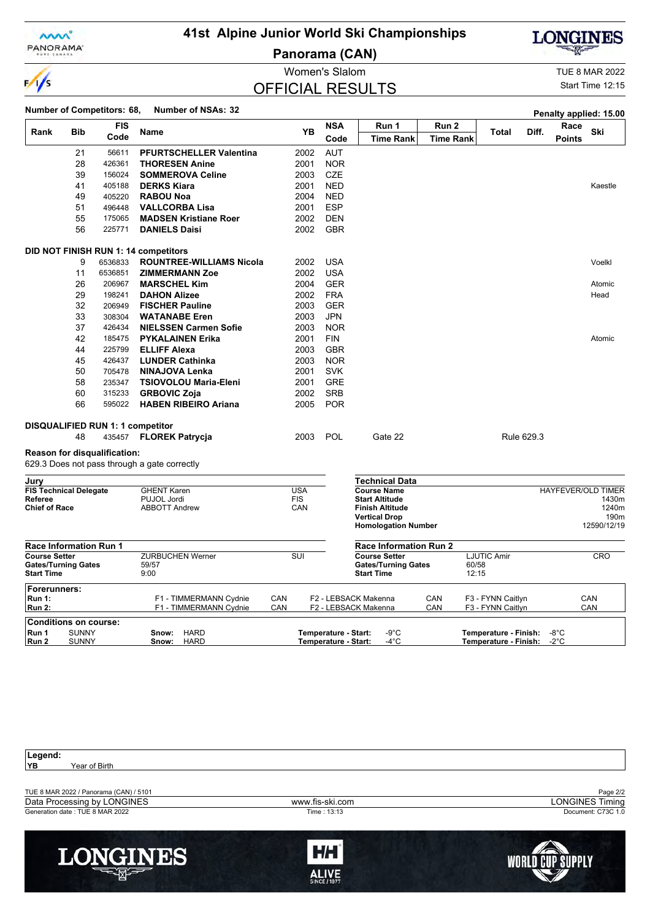# 41st Alpine Junior World Ski Championships

## Panorama (CAN)

Women's Slalom

TUE 8 MAR 2022

Start Time 12:15

## OFFICIAL RESULTS

**Number of Competitors: 68, Number of NSAs: 32**

**Penalty applied: 15.00**

| Rank | Bib | FIS Code | Name | YB | NSA Code | Run 1 Time Rank | Run 2 Time Rank | Total | Diff. | Race Points | Ski |
|---|---|---|---|---|---|---|---|---|---|---|---|
| | 21 | 56611 | **PFURTSCHELLER Valentina** | 2002 | AUT | | | | | | |
| | 28 | 426361 | **THORESEN Anine** | 2001 | NOR | | | | | | |
| | 39 | 156024 | **SOMMEROVA Celine** | 2003 | CZE | | | | | | |
| | 41 | 405188 | **DERKS Kiara** | 2001 | NED | | | | | | Kaestle |
| | 49 | 405220 | **RABOU Noa** | 2004 | NED | | | | | | |
| | 51 | 496448 | **VALLCORBA Lisa** | 2001 | ESP | | | | | | |
| | 55 | 175065 | **MADSEN Kristiane Roer** | 2002 | DEN | | | | | | |
| | 56 | 225771 | **DANIELS Daisi** | 2002 | GBR | | | | | | |
| **DID NOT FINISH RUN 1: 14 competitors** | | | | | | | | | | | |
| | 9 | 6536833 | **ROUNTREE-WILLIAMS Nicola** | 2002 | USA | | | | | | Voelkl |
| | 11 | 6536851 | **ZIMMERMANN Zoe** | 2002 | USA | | | | | | |
| | 26 | 206967 | **MARSCHEL Kim** | 2004 | GER | | | | | | Atomic |
| | 29 | 198241 | **DAHON Alizee** | 2002 | FRA | | | | | | Head |
| | 32 | 206949 | **FISCHER Pauline** | 2003 | GER | | | | | | |
| | 33 | 308304 | **WATANABE Eren** | 2003 | JPN | | | | | | |
| | 37 | 426434 | **NIELSSEN Carmen Sofie** | 2003 | NOR | | | | | | |
| | 42 | 185475 | **PYKALAINEN Erika** | 2001 | FIN | | | | | | Atomic |
| | 44 | 225799 | **ELLIFF Alexa** | 2003 | GBR | | | | | | |
| | 45 | 426437 | **LUNDER Cathinka** | 2003 | NOR | | | | | | |
| | 50 | 705478 | **NINAJOVA Lenka** | 2001 | SVK | | | | | | |
| | 58 | 235347 | **TSIOVOLOU Maria-Eleni** | 2001 | GRE | | | | | | |
| | 60 | 315233 | **GRBOVIC Zoja** | 2002 | SRB | | | | | | |
| | 66 | 595022 | **HABEN RIBEIRO Ariana** | 2005 | POR | | | | | | |
| **DISQUALIFIED RUN 1: 1 competitor** | | | | | | | | | | | |
| | 48 | 435457 | **FLOREK Patrycja** | 2003 | POL | Gate 22 | | | Rule 629.3 | | |

**Reason for disqualification:**

629.3 Does not pass through a gate correctly

| Jury | | |
|---|---|---|
| **FIS Technical Delegate** | GHENT Karen | USA |
| **Referee** | PUJOL Jordi | FIS |
| **Chief of Race** | ABBOTT Andrew | CAN |

| Technical Data | |
|---|---|
| **Course Name** | HAYFEVER/OLD TIMER |
| **Start Altitude** | 1430m |
| **Finish Altitude** | 1240m |
| **Vertical Drop** | 190m |
| **Homologation Number** | 12590/12/19 |

| Race Information Run 1 | | |
|---|---|---|
| **Course Setter** | ZURBUCHEN Werner | SUI |
| **Gates/Turning Gates** | 59/57 | |
| **Start Time** | 9:00 | |

| Race Information Run 2 | | |
|---|---|---|
| **Course Setter** | LJUTIC Amir | CRO |
| **Gates/Turning Gates** | 60/58 | |
| **Start Time** | 12:15 | |

| Forerunners: | | | | | | |
|---|---|---|---|---|---|---|
| **Run 1:** | F1 - TIMMERMANN Cydnie | CAN | F2 - LEBSACK Makenna | CAN | F3 - FYNN Caitlyn | CAN |
| **Run 2:** | F1 - TIMMERMANN Cydnie | CAN | F2 - LEBSACK Makenna | CAN | F3 - FYNN Caitlyn | CAN |

| Conditions on course: | | | | |
|---|---|---|---|---|
| **Run 1** | SUNNY | **Snow:** HARD | **Temperature - Start:** -9°C | **Temperature - Finish:** -8°C |
| **Run 2** | SUNNY | **Snow:** HARD | **Temperature - Start:** -4°C | **Temperature - Finish:** -2°C |

**Legend:**

**YB** Year of Birth

TUE 8 MAR 2022 / Panorama (CAN) / 5101

Data Processing by LONGINES — www.fis-ski.com — LONGINES Timing

Generation date : TUE 8 MAR 2022 — Time : 13:13 — Document: C73C 1.0